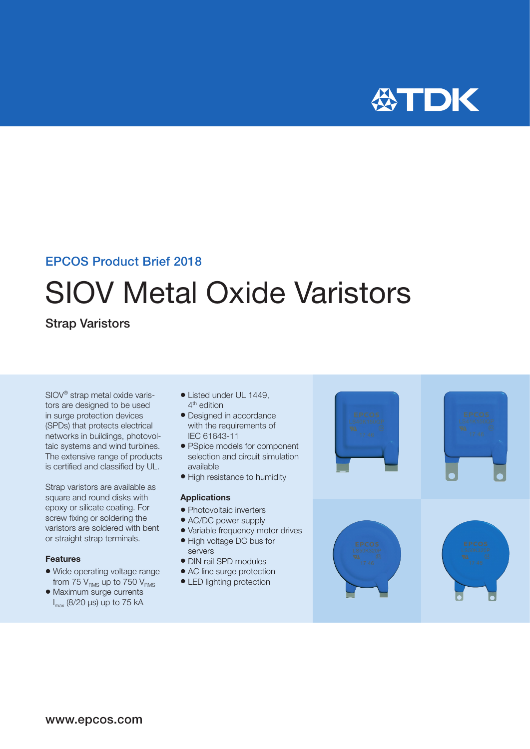EPCOS Product Brief 2018

# SIOV Metal Oxide Varistors

## Strap Varistors

SIOV® strap metal oxide varistors are designed to be used in surge protection devices (SPDs) that protects electrical networks in buildings, photovoltaic systems and wind turbines. The extensive range of products is certified and classified by UL.

Strap varistors are available as square and round disks with epoxy or silicate coating. For screw fixing or soldering the varistors are soldered with bent or straight strap terminals.

### Features

- Wide operating voltage range from 75 $V_{RMS}$ up to 750 $V_{RMS}$
- Maximum surge currents $I_{max}$ (8/20 µs) up to 75 kA
- Listed under UL 1449, 4th edition
- Designed in accordance with the requirements of IEC 61643-11
- PSpice models for component selection and circuit simulation available
- High resistance to humidity

### Applications

- Photovoltaic inverters
- AC/DC power supply
- Variable frequency motor drives
- High voltage DC bus for servers
- DIN rail SPD modules
- AC line surge protection
- LED lighting protection

www.epcos.com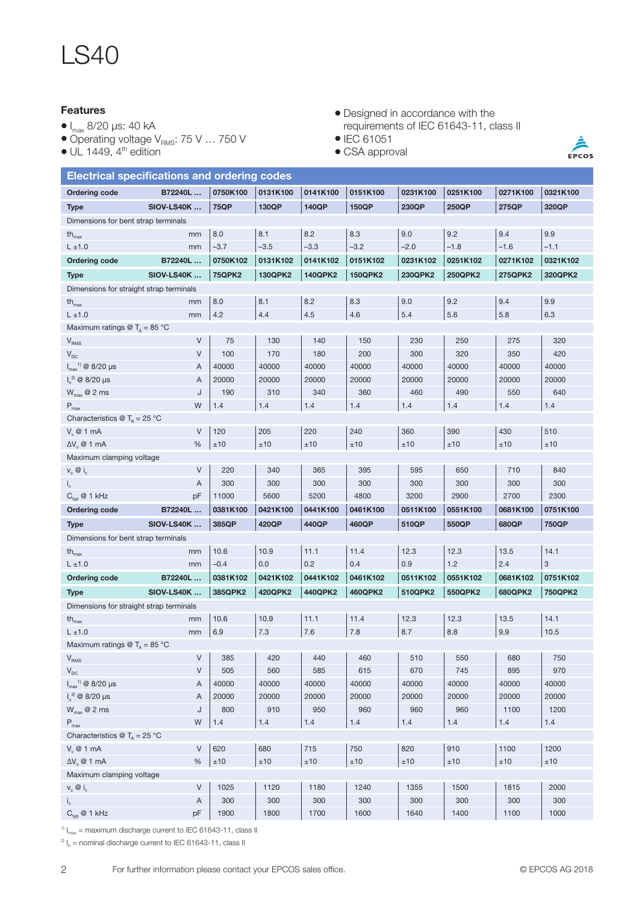# LS40

### Features

- $I_{max}$ 8/20 µs: 40 kA
- Operating voltage $V_{RMS}$: 75 V … 750 V
- UL 1449, 4th edition
- Designed in accordance with the requirements of IEC 61643-11, class II
- IEC 61051
- CSA approval

## Electrical specifications and ordering codes

| Ordering code | B72240L … | 0750K100 | 0131K100 | 0141K100 | 0151K100 | 0231K100 | 0251K100 | 0271K100 | 0321K100 |
|---|---|---|---|---|---|---|---|---|---|
| **Type** | **SIOV-LS40K …** | **75QP** | **130QP** | **140QP** | **150QP** | **230QP** | **250QP** | **275QP** | **320QP** |
| Dimensions for bent strap terminals | | | | | | | | | |
| $th_{max}$ | mm | 8.0 | 8.1 | 8.2 | 8.3 | 9.0 | 9.2 | 9.4 | 9.9 |
| L ±1.0 | mm | –3.7 | –3.5 | –3.3 | –3.2 | –2.0 | –1.8 | –1.6 | –1.1 |
| **Ordering code** | **B72240L …** | **0750K102** | **0131K102** | **0141K102** | **0151K102** | **0231K102** | **0251K102** | **0271K102** | **0321K102** |
| **Type** | **SIOV-LS40K …** | **75QPK2** | **130QPK2** | **140QPK2** | **150QPK2** | **230QPK2** | **250QPK2** | **275QPK2** | **320QPK2** |
| Dimensions for straight strap terminals | | | | | | | | | |
| $th_{max}$ | mm | 8.0 | 8.1 | 8.2 | 8.3 | 9.0 | 9.2 | 9.4 | 9.9 |
| L ±1.0 | mm | 4.2 | 4.4 | 4.5 | 4.6 | 5.4 | 5.6 | 5.8 | 6.3 |
| Maximum ratings @ $T_A$ = 85 °C | | | | | | | | | |
| $V_{RMS}$ | V | 75 | 130 | 140 | 150 | 230 | 250 | 275 | 320 |
| $V_{DC}$ | V | 100 | 170 | 180 | 200 | 300 | 320 | 350 | 420 |
| $I_{max}$ [1] @ 8/20 µs | A | 40000 | 40000 | 40000 | 40000 | 40000 | 40000 | 40000 | 40000 |
| $I_n$ [2] @ 8/20 µs | A | 20000 | 20000 | 20000 | 20000 | 20000 | 20000 | 20000 | 20000 |
| $W_{max}$ @ 2 ms | J | 190 | 310 | 340 | 360 | 460 | 490 | 550 | 640 |
| $P_{max}$ | W | 1.4 | 1.4 | 1.4 | 1.4 | 1.4 | 1.4 | 1.4 | 1.4 |
| Characteristics @ $T_A$ = 25 °C | | | | | | | | | |
| $V_v$ @ 1 mA | V | 120 | 205 | 220 | 240 | 360 | 390 | 430 | 510 |
| $\Delta V_v$ @ 1 mA | % | ±10 | ±10 | ±10 | ±10 | ±10 | ±10 | ±10 | ±10 |
| Maximum clamping voltage | | | | | | | | | |
| $v_c$ @ $i_c$ | V | 220 | 340 | 365 | 395 | 595 | 650 | 710 | 840 |
| $i_c$ | A | 300 | 300 | 300 | 300 | 300 | 300 | 300 | 300 |
| $C_{typ}$ @ 1 kHz | pF | 11000 | 5600 | 5200 | 4800 | 3200 | 2900 | 2700 | 2300 |
| **Ordering code** | **B72240L …** | **0381K100** | **0421K100** | **0441K100** | **0461K100** | **0511K100** | **0551K100** | **0681K100** | **0751K100** |
| **Type** | **SIOV-LS40K …** | **385QP** | **420QP** | **440QP** | **460QP** | **510QP** | **550QP** | **680QP** | **750QP** |
| Dimensions for bent strap terminals | | | | | | | | | |
| $th_{max}$ | mm | 10.6 | 10.9 | 11.1 | 11.4 | 12.3 | 12.3 | 13.5 | 14.1 |
| L ±1.0 | mm | –0.4 | 0.0 | 0.2 | 0.4 | 0.9 | 1.2 | 2.4 | 3 |
| **Ordering code** | **B72240L …** | **0381K102** | **0421K102** | **0441K102** | **0461K102** | **0511K102** | **0551K102** | **0681K102** | **0751K102** |
| **Type** | **SIOV-LS40K …** | **385QPK2** | **420QPK2** | **440QPK2** | **460QPK2** | **510QPK2** | **550QPK2** | **680QPK2** | **750QPK2** |
| Dimensions for straight strap terminals | | | | | | | | | |
| $th_{max}$ | mm | 10.6 | 10.9 | 11.1 | 11.4 | 12.3 | 12.3 | 13.5 | 14.1 |
| L ±1.0 | mm | 6.9 | 7.3 | 7.6 | 7.8 | 8.7 | 8.8 | 9.9 | 10.5 |
| Maximum ratings @ $T_A$ = 85 °C | | | | | | | | | |
| $V_{RMS}$ | V | 385 | 420 | 440 | 460 | 510 | 550 | 680 | 750 |
| $V_{DC}$ | V | 505 | 560 | 585 | 615 | 670 | 745 | 895 | 970 |
| $I_{max}$ [1] @ 8/20 µs | A | 40000 | 40000 | 40000 | 40000 | 40000 | 40000 | 40000 | 40000 |
| $I_n$ [2] @ 8/20 µs | A | 20000 | 20000 | 20000 | 20000 | 20000 | 20000 | 20000 | 20000 |
| $W_{max}$ @ 2 ms | J | 800 | 910 | 950 | 960 | 960 | 960 | 1100 | 1200 |
| $P_{max}$ | W | 1.4 | 1.4 | 1.4 | 1.4 | 1.4 | 1.4 | 1.4 | 1.4 |
| Characteristics @ $T_A$ = 25 °C | | | | | | | | | |
| $V_v$ @ 1 mA | V | 620 | 680 | 715 | 750 | 820 | 910 | 1100 | 1200 |
| $\Delta V_v$ @ 1 mA | % | ±10 | ±10 | ±10 | ±10 | ±10 | ±10 | ±10 | ±10 |
| Maximum clamping voltage | | | | | | | | | |
| $v_c$ @ $i_c$ | V | 1025 | 1120 | 1180 | 1240 | 1355 | 1500 | 1815 | 2000 |
| $i_c$ | A | 300 | 300 | 300 | 300 | 300 | 300 | 300 | 300 |
| $C_{typ}$ @ 1 kHz | pF | 1900 | 1800 | 1700 | 1600 | 1640 | 1400 | 1100 | 1000 |

[1] $I_{max}$ = maximum discharge current to IEC 61643-11, class II

[2] $I_n$ = nominal discharge current to IEC 61643-11, class II

For further information please contact your EPCOS sales office.

© EPCOS AG 2018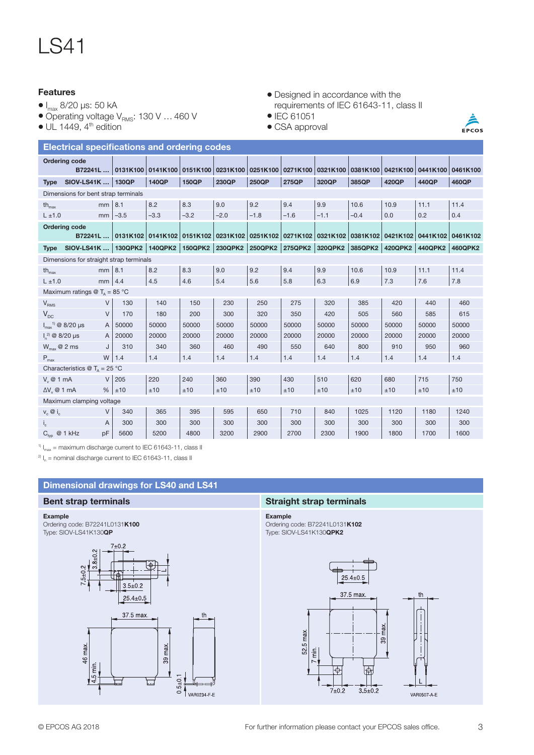# LS41

### Features

- $I_{max}$ 8/20 µs: 50 kA
- Operating voltage $V_{RMS}$: 130 V … 460 V
- UL 1449, 4th edition
- Designed in accordance with the requirements of IEC 61643-11, class II
- IEC 61051
- CSA approval

## Electrical specifications and ordering codes

| Ordering code B72241L … | | 0131K100 | 0141K100 | 0151K100 | 0231K100 | 0251K100 | 0271K100 | 0321K100 | 0381K100 | 0421K100 | 0441K100 | 0461K100 |
|---|---|---|---|---|---|---|---|---|---|---|---|---|
| **Type SIOV-LS41K …** | | **130QP** | **140QP** | **150QP** | **230QP** | **250QP** | **275QP** | **320QP** | **385QP** | **420QP** | **440QP** | **460QP** |
| Dimensions for bent strap terminals | | | | | | | | | | | | |
| $th_{max}$ | mm | 8.1 | 8.2 | 8.3 | 9.0 | 9.2 | 9.4 | 9.9 | 10.6 | 10.9 | 11.1 | 11.4 |
| L ±1.0 | mm | −3.5 | −3.3 | −3.2 | −2.0 | −1.8 | −1.6 | −1.1 | −0.4 | 0.0 | 0.2 | 0.4 |
| **Ordering code B72241L …** | | **0131K102** | **0141K102** | **0151K102** | **0231K102** | **0251K102** | **0271K102** | **0321K102** | **0381K102** | **0421K102** | **0441K102** | **0461K102** |
| **Type SIOV-LS41K …** | | **130QPK2** | **140QPK2** | **150QPK2** | **230QPK2** | **250QPK2** | **275QPK2** | **320QPK2** | **385QPK2** | **420QPK2** | **440QPK2** | **460QPK2** |
| Dimensions for straight strap terminals | | | | | | | | | | | | |
| $th_{max}$ | mm | 8.1 | 8.2 | 8.3 | 9.0 | 9.2 | 9.4 | 9.9 | 10.6 | 10.9 | 11.1 | 11.4 |
| L ±1.0 | mm | 4.4 | 4.5 | 4.6 | 5.4 | 5.6 | 5.8 | 6.3 | 6.9 | 7.3 | 7.6 | 7.8 |
| Maximum ratings @ $T_A$ = 85 °C | | | | | | | | | | | | |
| $V_{RMS}$ | V | 130 | 140 | 150 | 230 | 250 | 275 | 320 | 385 | 420 | 440 | 460 |
| $V_{DC}$ | V | 170 | 180 | 200 | 300 | 320 | 350 | 420 | 505 | 560 | 585 | 615 |
| $I_{max}$[1] @ 8/20 µs | A | 50000 | 50000 | 50000 | 50000 | 50000 | 50000 | 50000 | 50000 | 50000 | 50000 | 50000 |
| $I_n$[2] @ 8/20 µs | A | 20000 | 20000 | 20000 | 20000 | 20000 | 20000 | 20000 | 20000 | 20000 | 20000 | 20000 |
| $W_{max}$ @ 2 ms | J | 310 | 340 | 360 | 460 | 490 | 550 | 640 | 800 | 910 | 950 | 960 |
| $P_{max}$ | W | 1.4 | 1.4 | 1.4 | 1.4 | 1.4 | 1.4 | 1.4 | 1.4 | 1.4 | 1.4 | 1.4 |
| Characteristics @ $T_A$ = 25 °C | | | | | | | | | | | | |
| $V_v$ @ 1 mA | V | 205 | 220 | 240 | 360 | 390 | 430 | 510 | 620 | 680 | 715 | 750 |
| $\Delta V_v$ @ 1 mA | % | ±10 | ±10 | ±10 | ±10 | ±10 | ±10 | ±10 | ±10 | ±10 | ±10 | ±10 |
| Maximum clamping voltage | | | | | | | | | | | | |
| $v_c$ @ $i_c$ | V | 340 | 365 | 395 | 595 | 650 | 710 | 840 | 1025 | 1120 | 1180 | 1240 |
| $i_c$ | A | 300 | 300 | 300 | 300 | 300 | 300 | 300 | 300 | 300 | 300 | 300 |
| $C_{typ}$ @ 1 kHz | pF | 5600 | 5200 | 4800 | 3200 | 2900 | 2700 | 2300 | 1900 | 1800 | 1700 | 1600 |

[1] $I_{max}$ = maximum discharge current to IEC 61643-11, class II

[2] $I_n$ = nominal discharge current to IEC 61643-11, class II

## Dimensional drawings for LS40 and LS41

### Bent strap terminals

**Example**
Ordering code: B72241L0131**K100**
Type: SIOV-LS41K130**QP**

7±0.2, 3.8±0.2, 7.5±0.2, 3.5±0.2, 25.4±0.5, 37.5 max., 46 max., 39 max., 4.5 min., 0.5±0.1, th, L

VAR0234-F-E

### Straight strap terminals

**Example**
Ordering code: B72241L0131**K102**
Type: SIOV-LS41K130**QPK2**

25.4±0.5, 37.5 max., 52.5 max., 39 max., 7 min., 7±0.2, 3.5±0.2, th, L

VAR0507-A-E

© EPCOS AG 2018

For further information please contact your EPCOS sales office.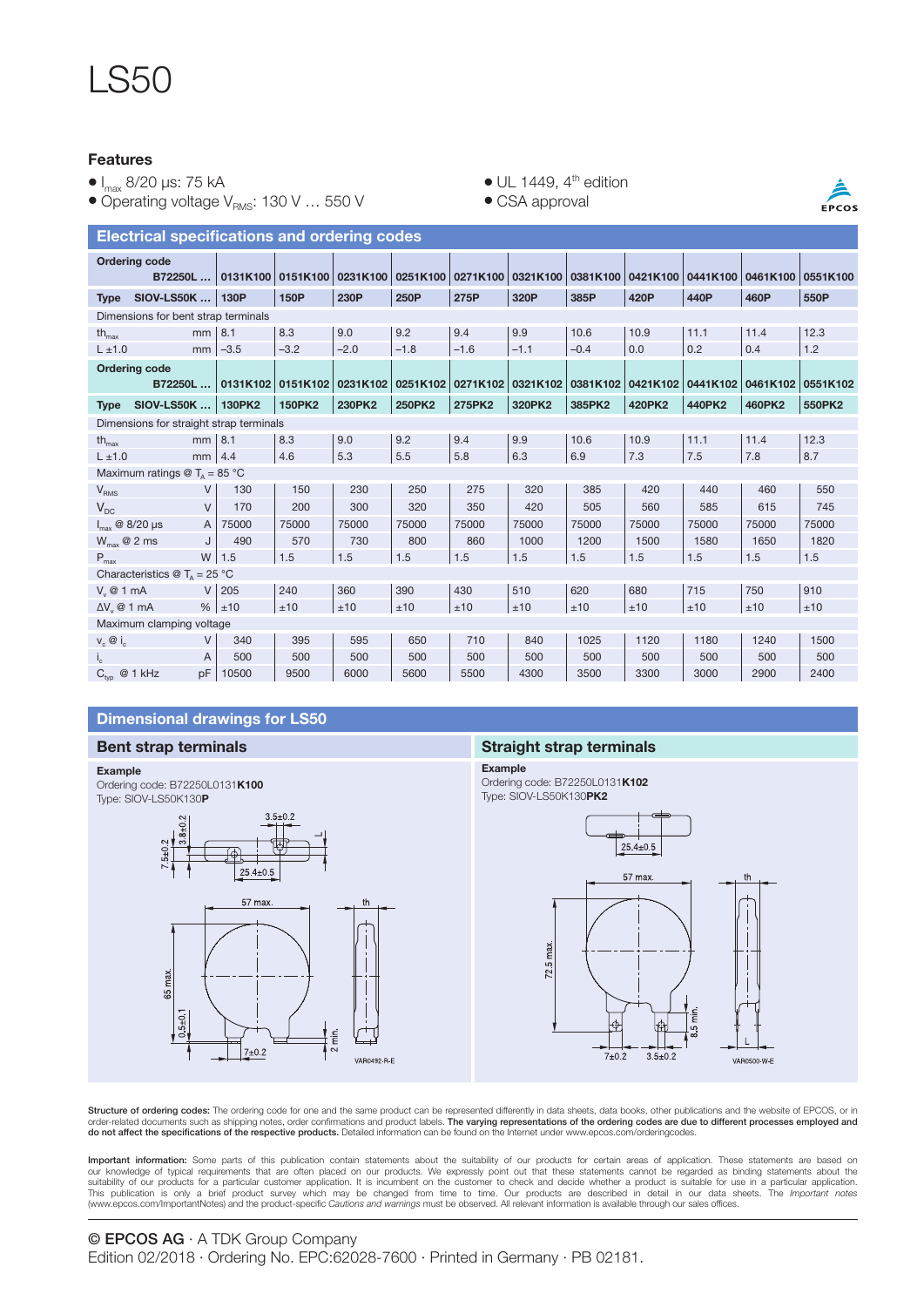# LS50

### Features

- $I_{max}$ 8/20 µs: 75 kA
- Operating voltage $V_{RMS}$: 130 V … 550 V
- UL 1449, 4[th] edition
- CSA approval

## Electrical specifications and ordering codes

| Ordering code B72250L … | | 0131K100 | 0151K100 | 0231K100 | 0251K100 | 0271K100 | 0321K100 | 0381K100 | 0421K100 | 0441K100 | 0461K100 | 0551K100 |
|---|---|---|---|---|---|---|---|---|---|---|---|---|
| **Type SIOV-LS50K …** | | **130P** | **150P** | **230P** | **250P** | **275P** | **320P** | **385P** | **420P** | **440P** | **460P** | **550P** |
| Dimensions for bent strap terminals | | | | | | | | | | | | |
| $th_{max}$ | mm | 8.1 | 8.3 | 9.0 | 9.2 | 9.4 | 9.9 | 10.6 | 10.9 | 11.1 | 11.4 | 12.3 |
| L ±1.0 | mm | −3.5 | −3.2 | −2.0 | −1.8 | −1.6 | −1.1 | −0.4 | 0.0 | 0.2 | 0.4 | 1.2 |
| **Ordering code B72250L …** | | **0131K102** | **0151K102** | **0231K102** | **0251K102** | **0271K102** | **0321K102** | **0381K102** | **0421K102** | **0441K102** | **0461K102** | **0551K102** |
| **Type SIOV-LS50K …** | | **130PK2** | **150PK2** | **230PK2** | **250PK2** | **275PK2** | **320PK2** | **385PK2** | **420PK2** | **440PK2** | **460PK2** | **550PK2** |
| Dimensions for straight strap terminals | | | | | | | | | | | | |
| $th_{max}$ | mm | 8.1 | 8.3 | 9.0 | 9.2 | 9.4 | 9.9 | 10.6 | 10.9 | 11.1 | 11.4 | 12.3 |
| L ±1.0 | mm | 4.4 | 4.6 | 5.3 | 5.5 | 5.8 | 6.3 | 6.9 | 7.3 | 7.5 | 7.8 | 8.7 |
| Maximum ratings @ $T_A$ = 85 °C | | | | | | | | | | | | |
| $V_{RMS}$ | V | 130 | 150 | 230 | 250 | 275 | 320 | 385 | 420 | 440 | 460 | 550 |
| $V_{DC}$ | V | 170 | 200 | 300 | 320 | 350 | 420 | 505 | 560 | 585 | 615 | 745 |
| $I_{max}$ @ 8/20 µs | A | 75000 | 75000 | 75000 | 75000 | 75000 | 75000 | 75000 | 75000 | 75000 | 75000 | 75000 |
| $W_{max}$ @ 2 ms | J | 490 | 570 | 730 | 800 | 860 | 1000 | 1200 | 1500 | 1580 | 1650 | 1820 |
| $P_{max}$ | W | 1.5 | 1.5 | 1.5 | 1.5 | 1.5 | 1.5 | 1.5 | 1.5 | 1.5 | 1.5 | 1.5 |
| Characteristics @ $T_A$ = 25 °C | | | | | | | | | | | | |
| $V_v$ @ 1 mA | V | 205 | 240 | 360 | 390 | 430 | 510 | 620 | 680 | 715 | 750 | 910 |
| $\Delta V_v$ @ 1 mA | % | ±10 | ±10 | ±10 | ±10 | ±10 | ±10 | ±10 | ±10 | ±10 | ±10 | ±10 |
| Maximum clamping voltage | | | | | | | | | | | | |
| $v_c$ @ $i_c$ | V | 340 | 395 | 595 | 650 | 710 | 840 | 1025 | 1120 | 1180 | 1240 | 1500 |
| $i_c$ | A | 500 | 500 | 500 | 500 | 500 | 500 | 500 | 500 | 500 | 500 | 500 |
| $C_{typ}$ @ 1 kHz | pF | 10500 | 9500 | 6000 | 5600 | 5500 | 4300 | 3500 | 3300 | 3000 | 2900 | 2400 |

## Dimensional drawings for LS50

### Bent strap terminals

**Example**
Ordering code: B72250L0131**K100**
Type: SIOV-LS50K130**P**

3.5±0.2
7.5±0.2
3.8±0.2
L
25.4±0.5
57 max.
th
65 max.
0.5±0.1
7±0.2
2 min.
VAR0492-R-E

### Straight strap terminals

**Example**
Ordering code: B72250L0131**K102**
Type: SIOV-LS50K130**PK2**

25.4±0.5
57 max.
th
72.5 max.
8.5 min.
L
7±0.2
3.5±0.2
VAR0500-W-E

**Structure of ordering codes:** The ordering code for one and the same product can be represented differently in data sheets, data books, other publications and the website of EPCOS, or in order-related documents such as shipping notes, order confirmations and product labels. **The varying representations of the ordering codes are due to different processes employed and do not affect the specifications of the respective products.** Detailed information can be found on the Internet under www.epcos.com/orderingcodes.

**Important information:** Some parts of this publication contain statements about the suitability of our products for certain areas of application. These statements are based on our knowledge of typical requirements that are often placed on our products. We expressly point out that these statements cannot be regarded as binding statements about the suitability of our products for a particular customer application. It is incumbent on the customer to check and decide whether a product is suitable for use in a particular application. This publication is only a brief product survey which may be changed from time to time. Our products are described in detail in our data sheets. The *Important notes* (www.epcos.com/ImportantNotes) and the product-specific *Cautions and warnings* must be observed. All relevant information is available through our sales offices.

© **EPCOS AG** · A TDK Group Company
Edition 02/2018 · Ordering No. EPC:62028-7600 · Printed in Germany · PB 02181.